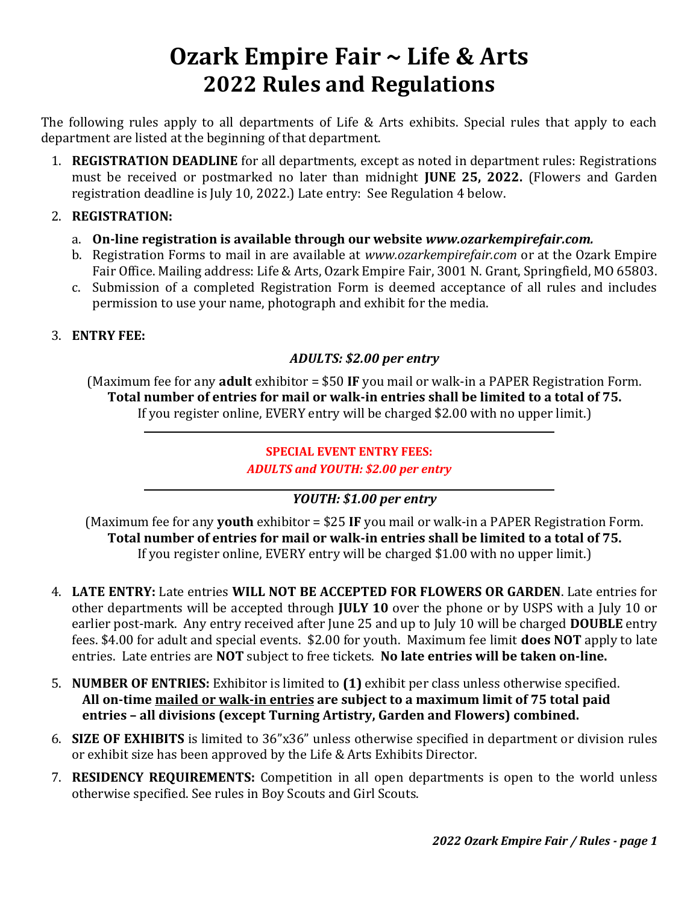# Ozark Empire Fair ~ Life & Arts
# 2022 Rules and Regulations

The following rules apply to all departments of Life & Arts exhibits. Special rules that apply to each department are listed at the beginning of that department.

1. **REGISTRATION DEADLINE** for all departments, except as noted in department rules: Registrations must be received or postmarked no later than midnight **JUNE 25, 2022.** (Flowers and Garden registration deadline is July 10, 2022.) Late entry: See Regulation 4 below.

2. **REGISTRATION:**
   a. **On-line registration is available through our website *www.ozarkempirefair.com.***
   b. Registration Forms to mail in are available at *www.ozarkempirefair.com* or at the Ozark Empire Fair Office. Mailing address: Life & Arts, Ozark Empire Fair, 3001 N. Grant, Springfield, MO 65803.
   c. Submission of a completed Registration Form is deemed acceptance of all rules and includes permission to use your name, photograph and exhibit for the media.

3. **ENTRY FEE:**

   ***ADULTS: $2.00 per entry***

   (Maximum fee for any **adult** exhibitor = $50 **IF** you mail or walk-in a PAPER Registration Form. **Total number of entries for mail or walk-in entries shall be limited to a total of 75.** If you register online, EVERY entry will be charged $2.00 with no upper limit.)

   **SPECIAL EVENT ENTRY FEES:**
   ***ADULTS and YOUTH: $2.00 per entry***

   ***YOUTH: $1.00 per entry***

   (Maximum fee for any **youth** exhibitor = $25 **IF** you mail or walk-in a PAPER Registration Form. **Total number of entries for mail or walk-in entries shall be limited to a total of 75.** If you register online, EVERY entry will be charged $1.00 with no upper limit.)

4. **LATE ENTRY:** Late entries **WILL NOT BE ACCEPTED FOR FLOWERS OR GARDEN**. Late entries for other departments will be accepted through **JULY 10** over the phone or by USPS with a July 10 or earlier post-mark. Any entry received after June 25 and up to July 10 will be charged **DOUBLE** entry fees. $4.00 for adult and special events. $2.00 for youth. Maximum fee limit **does NOT** apply to late entries. Late entries are **NOT** subject to free tickets. **No late entries will be taken on-line.**

5. **NUMBER OF ENTRIES:** Exhibitor is limited to **(1)** exhibit per class unless otherwise specified. **All on-time mailed or walk-in entries are subject to a maximum limit of 75 total paid entries – all divisions (except Turning Artistry, Garden and Flowers) combined.**

6. **SIZE OF EXHIBITS** is limited to 36"x36" unless otherwise specified in department or division rules or exhibit size has been approved by the Life & Arts Exhibits Director.

7. **RESIDENCY REQUIREMENTS:** Competition in all open departments is open to the world unless otherwise specified. See rules in Boy Scouts and Girl Scouts.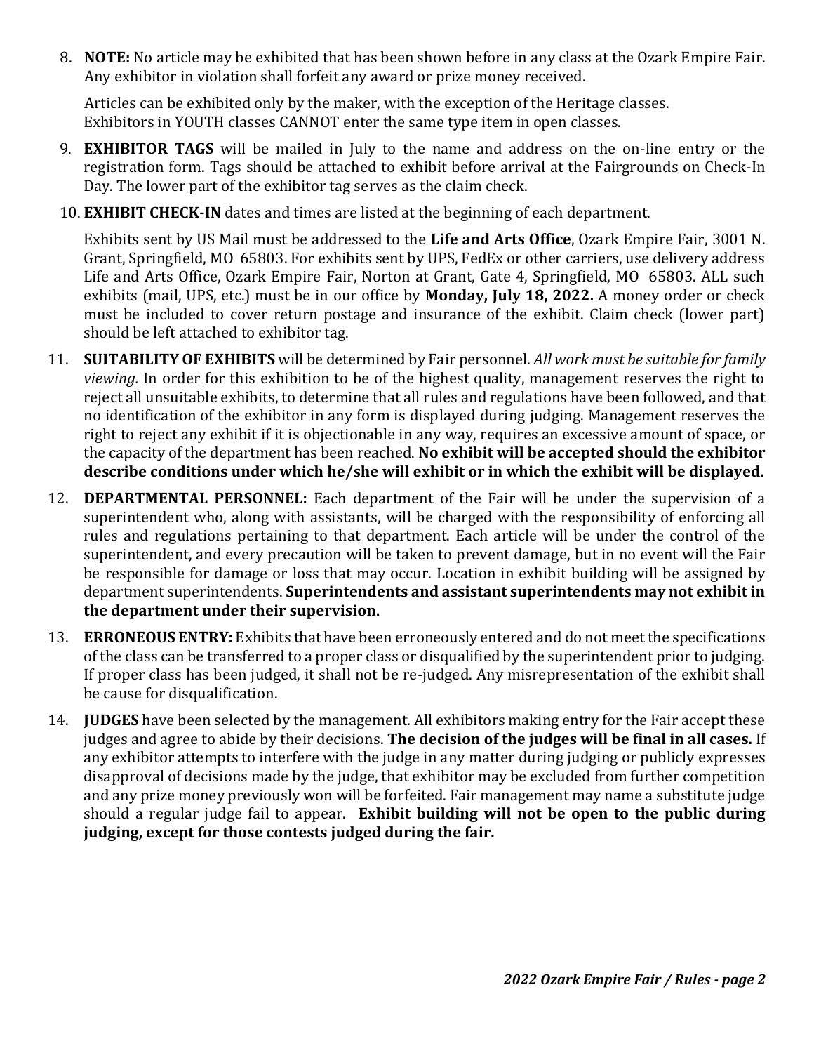8. **NOTE:** No article may be exhibited that has been shown before in any class at the Ozark Empire Fair. Any exhibitor in violation shall forfeit any award or prize money received.

   Articles can be exhibited only by the maker, with the exception of the Heritage classes. Exhibitors in YOUTH classes CANNOT enter the same type item in open classes.

9. **EXHIBITOR TAGS** will be mailed in July to the name and address on the on-line entry or the registration form. Tags should be attached to exhibit before arrival at the Fairgrounds on Check-In Day. The lower part of the exhibitor tag serves as the claim check.

10. **EXHIBIT CHECK-IN** dates and times are listed at the beginning of each department.

    Exhibits sent by US Mail must be addressed to the **Life and Arts Office**, Ozark Empire Fair, 3001 N. Grant, Springfield, MO 65803. For exhibits sent by UPS, FedEx or other carriers, use delivery address Life and Arts Office, Ozark Empire Fair, Norton at Grant, Gate 4, Springfield, MO 65803. ALL such exhibits (mail, UPS, etc.) must be in our office by **Monday, July 18, 2022.** A money order or check must be included to cover return postage and insurance of the exhibit. Claim check (lower part) should be left attached to exhibitor tag.

11. **SUITABILITY OF EXHIBITS** will be determined by Fair personnel. *All work must be suitable for family viewing.* In order for this exhibition to be of the highest quality, management reserves the right to reject all unsuitable exhibits, to determine that all rules and regulations have been followed, and that no identification of the exhibitor in any form is displayed during judging. Management reserves the right to reject any exhibit if it is objectionable in any way, requires an excessive amount of space, or the capacity of the department has been reached. **No exhibit will be accepted should the exhibitor describe conditions under which he/she will exhibit or in which the exhibit will be displayed.**

12. **DEPARTMENTAL PERSONNEL:** Each department of the Fair will be under the supervision of a superintendent who, along with assistants, will be charged with the responsibility of enforcing all rules and regulations pertaining to that department. Each article will be under the control of the superintendent, and every precaution will be taken to prevent damage, but in no event will the Fair be responsible for damage or loss that may occur. Location in exhibit building will be assigned by department superintendents. **Superintendents and assistant superintendents may not exhibit in the department under their supervision.**

13. **ERRONEOUS ENTRY:** Exhibits that have been erroneously entered and do not meet the specifications of the class can be transferred to a proper class or disqualified by the superintendent prior to judging. If proper class has been judged, it shall not be re-judged. Any misrepresentation of the exhibit shall be cause for disqualification.

14. **JUDGES** have been selected by the management. All exhibitors making entry for the Fair accept these judges and agree to abide by their decisions. **The decision of the judges will be final in all cases.** If any exhibitor attempts to interfere with the judge in any matter during judging or publicly expresses disapproval of decisions made by the judge, that exhibitor may be excluded from further competition and any prize money previously won will be forfeited. Fair management may name a substitute judge should a regular judge fail to appear. **Exhibit building will not be open to the public during judging, except for those contests judged during the fair.**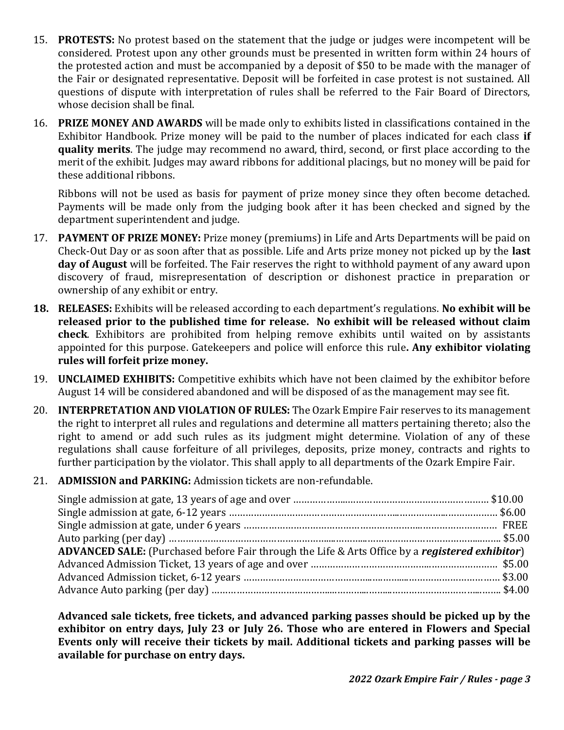15. **PROTESTS:** No protest based on the statement that the judge or judges were incompetent will be considered. Protest upon any other grounds must be presented in written form within 24 hours of the protested action and must be accompanied by a deposit of $50 to be made with the manager of the Fair or designated representative. Deposit will be forfeited in case protest is not sustained. All questions of dispute with interpretation of rules shall be referred to the Fair Board of Directors, whose decision shall be final.

16. **PRIZE MONEY AND AWARDS** will be made only to exhibits listed in classifications contained in the Exhibitor Handbook. Prize money will be paid to the number of places indicated for each class **if quality merits**. The judge may recommend no award, third, second, or first place according to the merit of the exhibit. Judges may award ribbons for additional placings, but no money will be paid for these additional ribbons.

    Ribbons will not be used as basis for payment of prize money since they often become detached. Payments will be made only from the judging book after it has been checked and signed by the department superintendent and judge.

17. **PAYMENT OF PRIZE MONEY:** Prize money (premiums) in Life and Arts Departments will be paid on Check-Out Day or as soon after that as possible. Life and Arts prize money not picked up by the **last day of August** will be forfeited. The Fair reserves the right to withhold payment of any award upon discovery of fraud, misrepresentation of description or dishonest practice in preparation or ownership of any exhibit or entry.

18. **RELEASES:** Exhibits will be released according to each department's regulations. **No exhibit will be released prior to the published time for release. No exhibit will be released without claim check**. Exhibitors are prohibited from helping remove exhibits until waited on by assistants appointed for this purpose. Gatekeepers and police will enforce this rule**. Any exhibitor violating rules will forfeit prize money.**

19. **UNCLAIMED EXHIBITS:** Competitive exhibits which have not been claimed by the exhibitor before August 14 will be considered abandoned and will be disposed of as the management may see fit.

20. **INTERPRETATION AND VIOLATION OF RULES:** The Ozark Empire Fair reserves to its management the right to interpret all rules and regulations and determine all matters pertaining thereto; also the right to amend or add such rules as its judgment might determine. Violation of any of these regulations shall cause forfeiture of all privileges, deposits, prize money, contracts and rights to further participation by the violator. This shall apply to all departments of the Ozark Empire Fair.

21. **ADMISSION and PARKING:** Admission tickets are non-refundable.

    Single admission at gate, 13 years of age and over ........................................ $10.00
    Single admission at gate, 6-12 years ........................................ $6.00
    Single admission at gate, under 6 years ........................................ FREE
    Auto parking (per day) ........................................ $5.00
    **ADVANCED SALE:** (Purchased before Fair through the Life & Arts Office by a ***registered exhibitor***)
    Advanced Admission Ticket, 13 years of age and over ........................................ $5.00
    Advanced Admission ticket, 6-12 years ........................................ $3.00
    Advance Auto parking (per day) ........................................ $4.00

    **Advanced sale tickets, free tickets, and advanced parking passes should be picked up by the exhibitor on entry days, July 23 or July 26. Those who are entered in Flowers and Special Events only will receive their tickets by mail. Additional tickets and parking passes will be available for purchase on entry days.**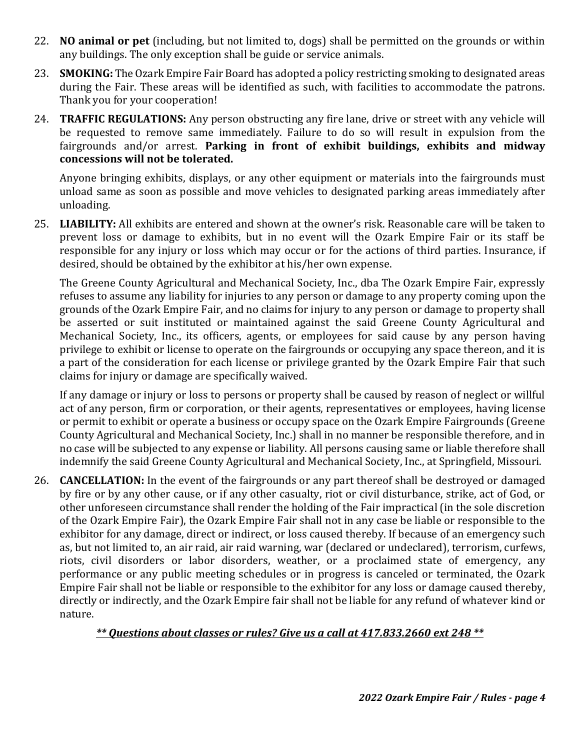22. **NO animal or pet** (including, but not limited to, dogs) shall be permitted on the grounds or within any buildings. The only exception shall be guide or service animals.

23. **SMOKING:** The Ozark Empire Fair Board has adopted a policy restricting smoking to designated areas during the Fair. These areas will be identified as such, with facilities to accommodate the patrons. Thank you for your cooperation!

24. **TRAFFIC REGULATIONS:** Any person obstructing any fire lane, drive or street with any vehicle will be requested to remove same immediately. Failure to do so will result in expulsion from the fairgrounds and/or arrest. **Parking in front of exhibit buildings, exhibits and midway concessions will not be tolerated.**

    Anyone bringing exhibits, displays, or any other equipment or materials into the fairgrounds must unload same as soon as possible and move vehicles to designated parking areas immediately after unloading.

25. **LIABILITY:** All exhibits are entered and shown at the owner's risk. Reasonable care will be taken to prevent loss or damage to exhibits, but in no event will the Ozark Empire Fair or its staff be responsible for any injury or loss which may occur or for the actions of third parties. Insurance, if desired, should be obtained by the exhibitor at his/her own expense.

    The Greene County Agricultural and Mechanical Society, Inc., dba The Ozark Empire Fair, expressly refuses to assume any liability for injuries to any person or damage to any property coming upon the grounds of the Ozark Empire Fair, and no claims for injury to any person or damage to property shall be asserted or suit instituted or maintained against the said Greene County Agricultural and Mechanical Society, Inc., its officers, agents, or employees for said cause by any person having privilege to exhibit or license to operate on the fairgrounds or occupying any space thereon, and it is a part of the consideration for each license or privilege granted by the Ozark Empire Fair that such claims for injury or damage are specifically waived.

    If any damage or injury or loss to persons or property shall be caused by reason of neglect or willful act of any person, firm or corporation, or their agents, representatives or employees, having license or permit to exhibit or operate a business or occupy space on the Ozark Empire Fairgrounds (Greene County Agricultural and Mechanical Society, Inc.) shall in no manner be responsible therefore, and in no case will be subjected to any expense or liability. All persons causing same or liable therefore shall indemnify the said Greene County Agricultural and Mechanical Society, Inc., at Springfield, Missouri.

26. **CANCELLATION:** In the event of the fairgrounds or any part thereof shall be destroyed or damaged by fire or by any other cause, or if any other casualty, riot or civil disturbance, strike, act of God, or other unforeseen circumstance shall render the holding of the Fair impractical (in the sole discretion of the Ozark Empire Fair), the Ozark Empire Fair shall not in any case be liable or responsible to the exhibitor for any damage, direct or indirect, or loss caused thereby. If because of an emergency such as, but not limited to, an air raid, air raid warning, war (declared or undeclared), terrorism, curfews, riots, civil disorders or labor disorders, weather, or a proclaimed state of emergency, any performance or any public meeting schedules or in progress is canceled or terminated, the Ozark Empire Fair shall not be liable or responsible to the exhibitor for any loss or damage caused thereby, directly or indirectly, and the Ozark Empire fair shall not be liable for any refund of whatever kind or nature.

***\*\* Questions about classes or rules? Give us a call at 417.833.2660 ext 248 \*\****